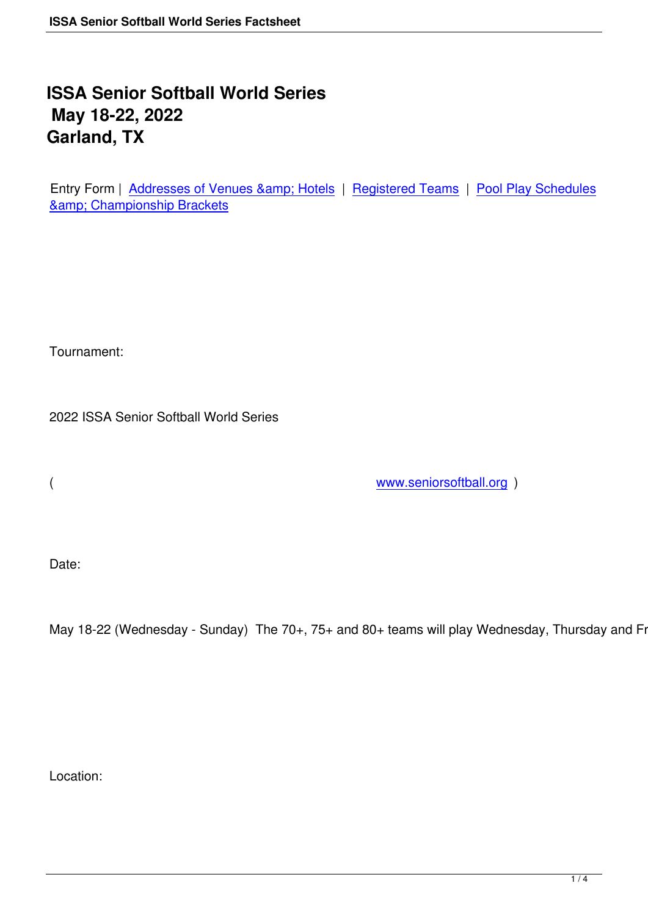# ISSA Senior Softball World Series
# May 18-22, 2022
# Garland, TX

Entry Form | Addresses of Venues &amp; Hotels | Registered Teams | Pool Play Schedules &amp; Championship Brackets

Tournament:

2022 ISSA Senior Softball World Series

( www.seniorsoftball.org )

Date:

May 18-22 (Wednesday - Sunday) The 70+, 75+ and 80+ teams will play Wednesday, Thursday and Fr

Location: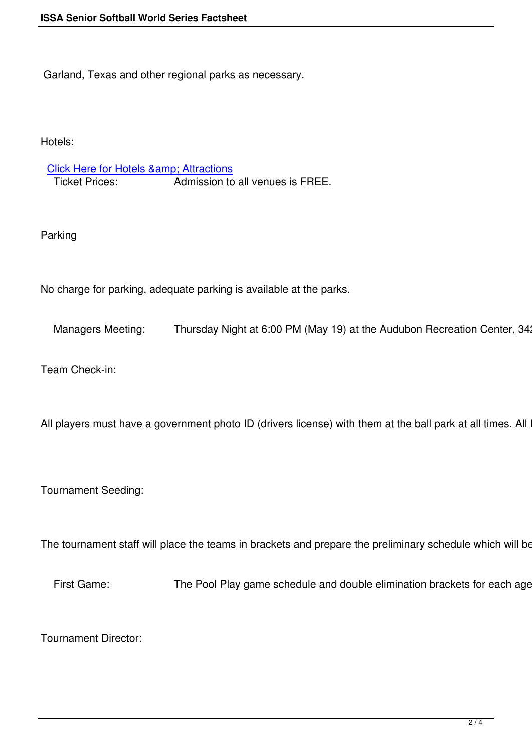Garland, Texas and other regional parks as necessary.

Hotels:

[Click Here for Hotels &amp; Attractions]

Ticket Prices: Admission to all venues is FREE.

Parking

No charge for parking, adequate parking is available at the parks.

Managers Meeting: Thursday Night at 6:00 PM (May 19) at the Audubon Recreation Center, 342

Team Check-in:

All players must have a government photo ID (drivers license) with them at the ball park at all times. All l

Tournament Seeding:

The tournament staff will place the teams in brackets and prepare the preliminary schedule which will be

First Game: The Pool Play game schedule and double elimination brackets for each age

Tournament Director: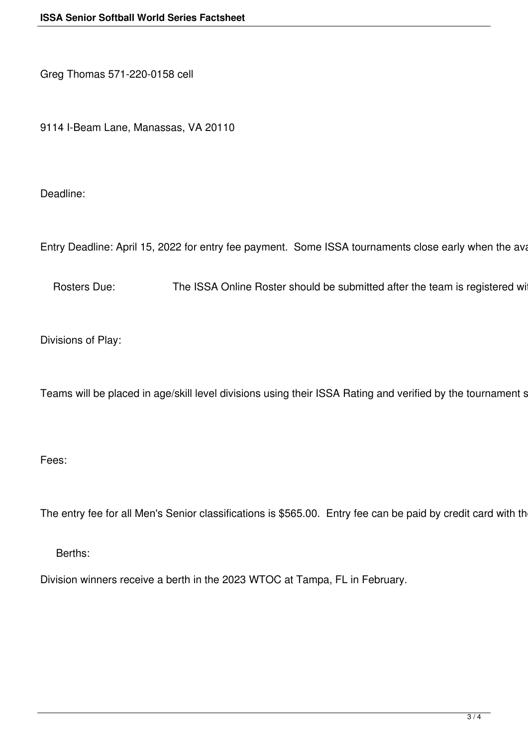Greg Thomas 571-220-0158 cell

9114 I-Beam Lane, Manassas, VA 20110

Deadline:

Entry Deadline: April 15, 2022 for entry fee payment. Some ISSA tournaments close early when the ava

Rosters Due: The ISSA Online Roster should be submitted after the team is registered wi

Divisions of Play:

Teams will be placed in age/skill level divisions using their ISSA Rating and verified by the tournament s

Fees:

The entry fee for all Men's Senior classifications is $565.00. Entry fee can be paid by credit card with th

Berths:

Division winners receive a berth in the 2023 WTOC at Tampa, FL in February.